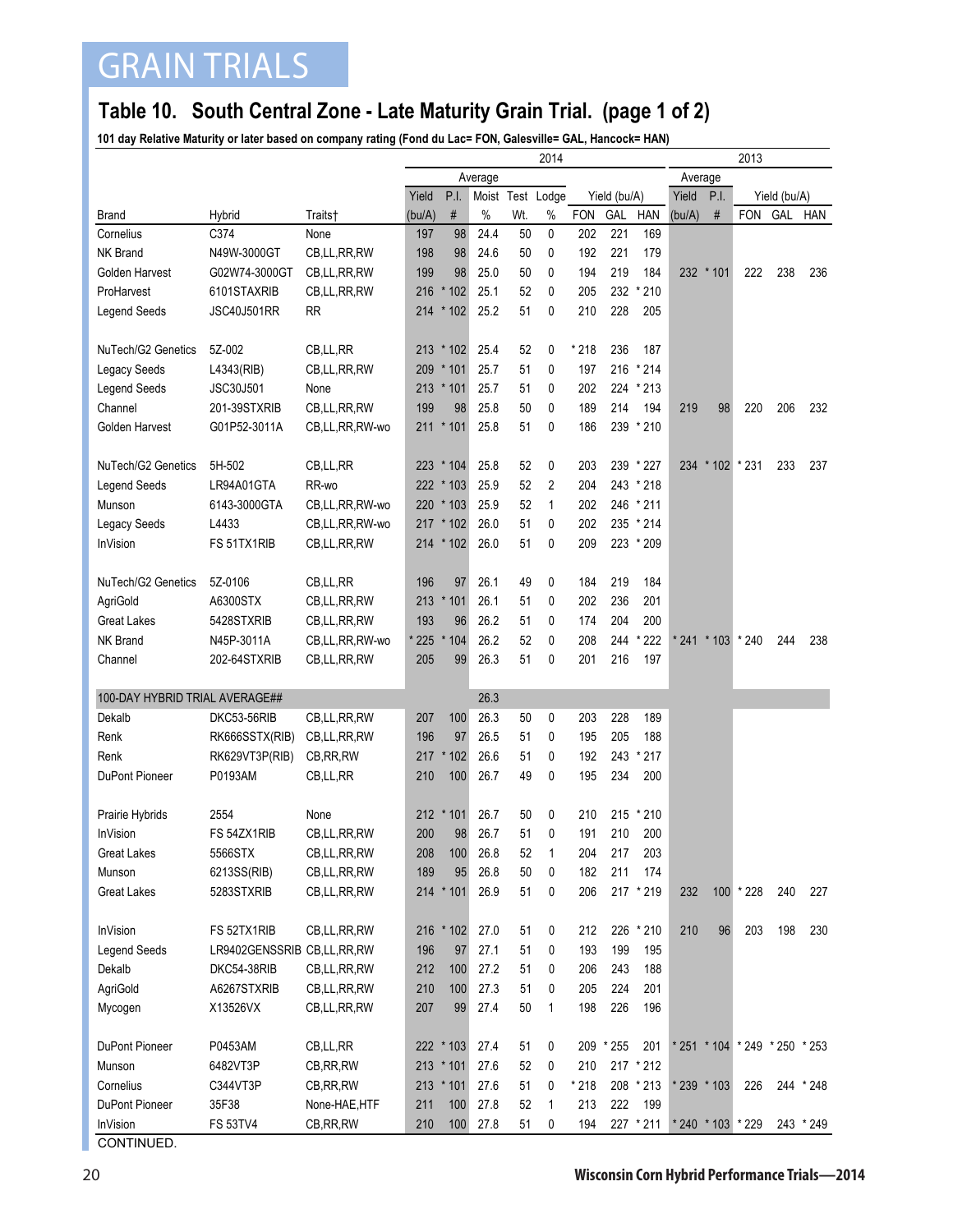# GRAIN TRIALS

## Table 10. South Central Zone - Late Maturity Grain Trial. (page 1 of 2)

**101 day Relative Maturity or later based on company rating (Fond du Lac= FON, Galesville= GAL, Hancock= HAN)**

| | | | 2014 | | | | | | | | 2013 | | | | |
|---|---|---|---|---|---|---|---|---|---|---|---|---|---|---|---|
| | | | Average | | | | | | | | Average | | | | |
| | | | Yield | P.I. | Moist | Test | Lodge | Yield (bu/A) | | | Yield | P.I. | Yield (bu/A) | | |
| Brand | Hybrid | Traits† | (bu/A) | # | % | Wt. | % | FON | GAL | HAN | (bu/A) | # | FON | GAL | HAN |
| Cornelius | C374 | None | 197 | 98 | 24.4 | 50 | 0 | 202 | 221 | 169 | | | | | |
| NK Brand | N49W-3000GT | CB,LL,RR,RW | 198 | 98 | 24.6 | 50 | 0 | 192 | 221 | 179 | | | | | |
| Golden Harvest | G02W74-3000GT | CB,LL,RR,RW | 199 | 98 | 25.0 | 50 | 0 | 194 | 219 | 184 | 232 | * 101 | 222 | 238 | 236 |
| ProHarvest | 6101STAXRIB | CB,LL,RR,RW | 216 | * 102 | 25.1 | 52 | 0 | 205 | 232 | * 210 | | | | | |
| Legend Seeds | JSC40J501RR | RR | 214 | * 102 | 25.2 | 51 | 0 | 210 | 228 | 205 | | | | | |
| NuTech/G2 Genetics | 5Z-002 | CB,LL,RR | 213 | * 102 | 25.4 | 52 | 0 | * 218 | 236 | 187 | | | | | |
| Legacy Seeds | L4343(RIB) | CB,LL,RR,RW | 209 | * 101 | 25.7 | 51 | 0 | 197 | 216 | * 214 | | | | | |
| Legend Seeds | JSC30J501 | None | 213 | * 101 | 25.7 | 51 | 0 | 202 | 224 | * 213 | | | | | |
| Channel | 201-39STXRIB | CB,LL,RR,RW | 199 | 98 | 25.8 | 50 | 0 | 189 | 214 | 194 | 219 | 98 | 220 | 206 | 232 |
| Golden Harvest | G01P52-3011A | CB,LL,RR,RW-wo | 211 | * 101 | 25.8 | 51 | 0 | 186 | 239 | * 210 | | | | | |
| NuTech/G2 Genetics | 5H-502 | CB,LL,RR | 223 | * 104 | 25.8 | 52 | 0 | 203 | 239 | * 227 | 234 | * 102 | * 231 | 233 | 237 |
| Legend Seeds | LR94A01GTA | RR-wo | 222 | * 103 | 25.9 | 52 | 2 | 204 | 243 | * 218 | | | | | |
| Munson | 6143-3000GTA | CB,LL,RR,RW-wo | 220 | * 103 | 25.9 | 52 | 1 | 202 | 246 | * 211 | | | | | |
| Legacy Seeds | L4433 | CB,LL,RR,RW-wo | 217 | * 102 | 26.0 | 51 | 0 | 202 | 235 | * 214 | | | | | |
| InVision | FS 51TX1RIB | CB,LL,RR,RW | 214 | * 102 | 26.0 | 51 | 0 | 209 | 223 | * 209 | | | | | |
| NuTech/G2 Genetics | 5Z-0106 | CB,LL,RR | 196 | 97 | 26.1 | 49 | 0 | 184 | 219 | 184 | | | | | |
| AgriGold | A6300STX | CB,LL,RR,RW | 213 | * 101 | 26.1 | 51 | 0 | 202 | 236 | 201 | | | | | |
| Great Lakes | 5428STXRIB | CB,LL,RR,RW | 193 | 96 | 26.2 | 51 | 0 | 174 | 204 | 200 | | | | | |
| NK Brand | N45P-3011A | CB,LL,RR,RW-wo | * 225 | * 104 | 26.2 | 52 | 0 | 208 | 244 | * 222 | * 241 | * 103 | * 240 | 244 | 238 |
| Channel | 202-64STXRIB | CB,LL,RR,RW | 205 | 99 | 26.3 | 51 | 0 | 201 | 216 | 197 | | | | | |
| 100-DAY HYBRID TRIAL AVERAGE## | | | | | 26.3 | | | | | | | | | | |
| Dekalb | DKC53-56RIB | CB,LL,RR,RW | 207 | 100 | 26.3 | 50 | 0 | 203 | 228 | 189 | | | | | |
| Renk | RK666SSTX(RIB) | CB,LL,RR,RW | 196 | 97 | 26.5 | 51 | 0 | 195 | 205 | 188 | | | | | |
| Renk | RK629VT3P(RIB) | CB,RR,RW | 217 | * 102 | 26.6 | 51 | 0 | 192 | 243 | * 217 | | | | | |
| DuPont Pioneer | P0193AM | CB,LL,RR | 210 | 100 | 26.7 | 49 | 0 | 195 | 234 | 200 | | | | | |
| Prairie Hybrids | 2554 | None | 212 | * 101 | 26.7 | 50 | 0 | 210 | 215 | * 210 | | | | | |
| InVision | FS 54ZX1RIB | CB,LL,RR,RW | 200 | 98 | 26.7 | 51 | 0 | 191 | 210 | 200 | | | | | |
| Great Lakes | 5566STX | CB,LL,RR,RW | 208 | 100 | 26.8 | 52 | 1 | 204 | 217 | 203 | | | | | |
| Munson | 6213SS(RIB) | CB,LL,RR,RW | 189 | 95 | 26.8 | 50 | 0 | 182 | 211 | 174 | | | | | |
| Great Lakes | 5283STXRIB | CB,LL,RR,RW | 214 | * 101 | 26.9 | 51 | 0 | 206 | 217 | * 219 | 232 | 100 | * 228 | 240 | 227 |
| InVision | FS 52TX1RIB | CB,LL,RR,RW | 216 | * 102 | 27.0 | 51 | 0 | 212 | 226 | * 210 | 210 | 96 | 203 | 198 | 230 |
| Legend Seeds | LR9402GENSSRIB | CB,LL,RR,RW | 196 | 97 | 27.1 | 51 | 0 | 193 | 199 | 195 | | | | | |
| Dekalb | DKC54-38RIB | CB,LL,RR,RW | 212 | 100 | 27.2 | 51 | 0 | 206 | 243 | 188 | | | | | |
| AgriGold | A6267STXRIB | CB,LL,RR,RW | 210 | 100 | 27.3 | 51 | 0 | 205 | 224 | 201 | | | | | |
| Mycogen | X13526VX | CB,LL,RR,RW | 207 | 99 | 27.4 | 50 | 1 | 198 | 226 | 196 | | | | | |
| DuPont Pioneer | P0453AM | CB,LL,RR | 222 | * 103 | 27.4 | 51 | 0 | 209 | * 255 | 201 | * 251 | * 104 | * 249 | * 250 | * 253 |
| Munson | 6482VT3P | CB,RR,RW | 213 | * 101 | 27.6 | 52 | 0 | 210 | 217 | * 212 | | | | | |
| Cornelius | C344VT3P | CB,RR,RW | 213 | * 101 | 27.6 | 51 | 0 | * 218 | 208 | * 213 | * 239 | * 103 | 226 | 244 | * 248 |
| DuPont Pioneer | 35F38 | None-HAE,HTF | 211 | 100 | 27.8 | 52 | 1 | 213 | 222 | 199 | | | | | |
| InVision | FS 53TV4 | CB,RR,RW | 210 | 100 | 27.8 | 51 | 0 | 194 | 227 | * 211 | * 240 | * 103 | * 229 | 243 | * 249 |

CONTINUED.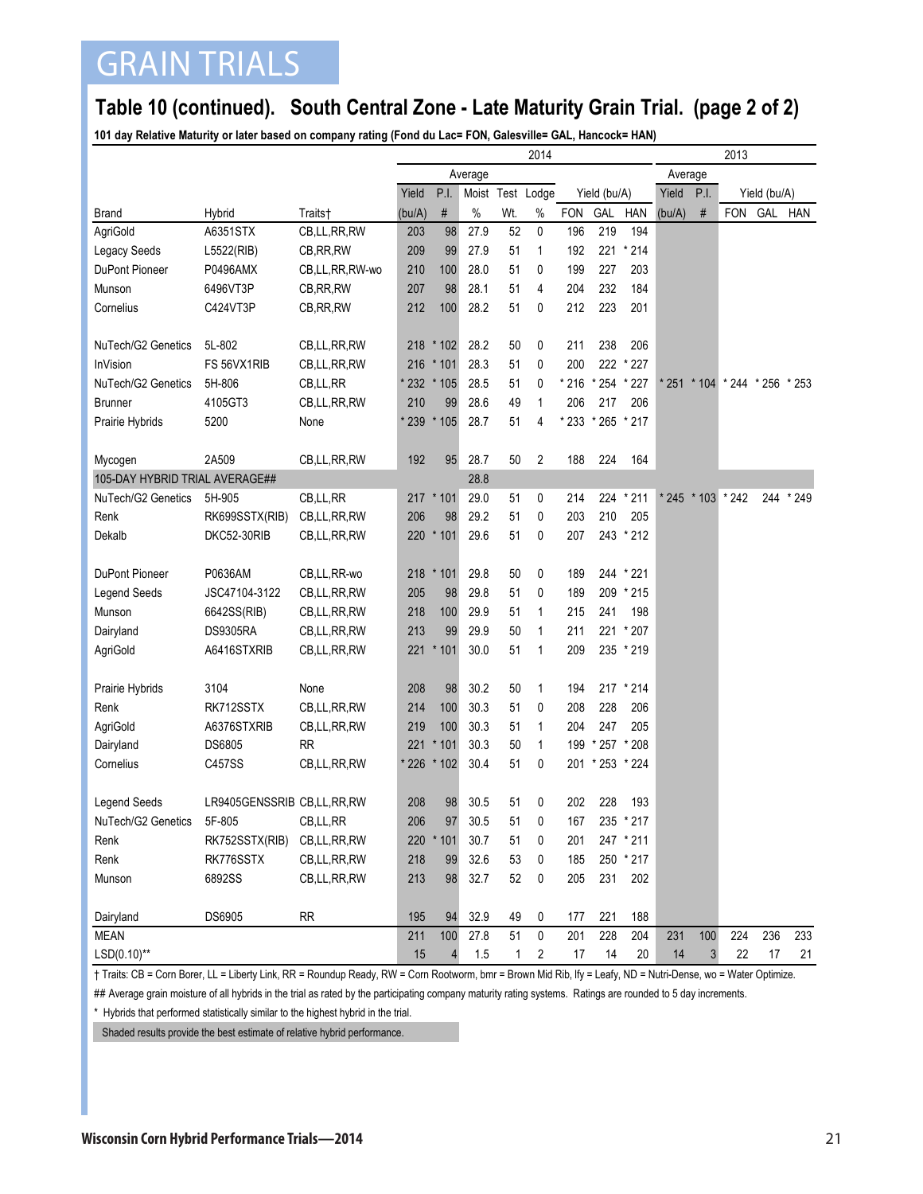GRAIN TRIALS

## Table 10 (continued). South Central Zone - Late Maturity Grain Trial. (page 2 of 2)

**101 day Relative Maturity or later based on company rating (Fond du Lac= FON, Galesville= GAL, Hancock= HAN)**

| | | | 2014 | | | | | | | | 2013 | | | | |
|---|---|---|---|---|---|---|---|---|---|---|---|---|---|---|---|
| | | | Average | | | | | | | | Average | | | | |
| | | | Yield | P.I. | Moist | Test | Lodge | Yield (bu/A) | | | Yield | P.I. | Yield (bu/A) | | |
| Brand | Hybrid | Traits† | (bu/A) | # | % | Wt. | % | FON | GAL | HAN | (bu/A) | # | FON | GAL | HAN |
| AgriGold | A6351STX | CB,LL,RR,RW | 203 | 98 | 27.9 | 52 | 0 | 196 | 219 | 194 | | | | | |
| Legacy Seeds | L5522(RIB) | CB,RR,RW | 209 | 99 | 27.9 | 51 | 1 | 192 | 221 | * 214 | | | | | |
| DuPont Pioneer | P0496AMX | CB,LL,RR,RW-wo | 210 | 100 | 28.0 | 51 | 0 | 199 | 227 | 203 | | | | | |
| Munson | 6496VT3P | CB,RR,RW | 207 | 98 | 28.1 | 51 | 4 | 204 | 232 | 184 | | | | | |
| Cornelius | C424VT3P | CB,RR,RW | 212 | 100 | 28.2 | 51 | 0 | 212 | 223 | 201 | | | | | |
| NuTech/G2 Genetics | 5L-802 | CB,LL,RR,RW | 218 | * 102 | 28.2 | 50 | 0 | 211 | 238 | 206 | | | | | |
| InVision | FS 56VX1RIB | CB,LL,RR,RW | 216 | * 101 | 28.3 | 51 | 0 | 200 | 222 | * 227 | | | | | |
| NuTech/G2 Genetics | 5H-806 | CB,LL,RR | * 232 | * 105 | 28.5 | 51 | 0 | * 216 | * 254 | * 227 | * 251 | * 104 | * 244 | * 256 | * 253 |
| Brunner | 4105GT3 | CB,LL,RR,RW | 210 | 99 | 28.6 | 49 | 1 | 206 | 217 | 206 | | | | | |
| Prairie Hybrids | 5200 | None | * 239 | * 105 | 28.7 | 51 | 4 | * 233 | * 265 | * 217 | | | | | |
| Mycogen | 2A509 | CB,LL,RR,RW | 192 | 95 | 28.7 | 50 | 2 | 188 | 224 | 164 | | | | | |
| 105-DAY HYBRID TRIAL AVERAGE## | | | | | 28.8 | | | | | | | | | | |
| NuTech/G2 Genetics | 5H-905 | CB,LL,RR | 217 | * 101 | 29.0 | 51 | 0 | 214 | 224 | * 211 | * 245 | * 103 | * 242 | 244 | * 249 |
| Renk | RK699SSTX(RIB) | CB,LL,RR,RW | 206 | 98 | 29.2 | 51 | 0 | 203 | 210 | 205 | | | | | |
| Dekalb | DKC52-30RIB | CB,LL,RR,RW | 220 | * 101 | 29.6 | 51 | 0 | 207 | 243 | * 212 | | | | | |
| DuPont Pioneer | P0636AM | CB,LL,RR-wo | 218 | * 101 | 29.8 | 50 | 0 | 189 | 244 | * 221 | | | | | |
| Legend Seeds | JSC47104-3122 | CB,LL,RR,RW | 205 | 98 | 29.8 | 51 | 0 | 189 | 209 | * 215 | | | | | |
| Munson | 6642SS(RIB) | CB,LL,RR,RW | 218 | 100 | 29.9 | 51 | 1 | 215 | 241 | 198 | | | | | |
| Dairyland | DS9305RA | CB,LL,RR,RW | 213 | 99 | 29.9 | 50 | 1 | 211 | 221 | * 207 | | | | | |
| AgriGold | A6416STXRIB | CB,LL,RR,RW | 221 | * 101 | 30.0 | 51 | 1 | 209 | 235 | * 219 | | | | | |
| Prairie Hybrids | 3104 | None | 208 | 98 | 30.2 | 50 | 1 | 194 | 217 | * 214 | | | | | |
| Renk | RK712SSTX | CB,LL,RR,RW | 214 | 100 | 30.3 | 51 | 0 | 208 | 228 | 206 | | | | | |
| AgriGold | A6376STXRIB | CB,LL,RR,RW | 219 | 100 | 30.3 | 51 | 1 | 204 | 247 | 205 | | | | | |
| Dairyland | DS6805 | RR | 221 | * 101 | 30.3 | 50 | 1 | 199 | * 257 | * 208 | | | | | |
| Cornelius | C457SS | CB,LL,RR,RW | * 226 | * 102 | 30.4 | 51 | 0 | 201 | * 253 | * 224 | | | | | |
| Legend Seeds | LR9405GENSSRIB | CB,LL,RR,RW | 208 | 98 | 30.5 | 51 | 0 | 202 | 228 | 193 | | | | | |
| NuTech/G2 Genetics | 5F-805 | CB,LL,RR | 206 | 97 | 30.5 | 51 | 0 | 167 | 235 | * 217 | | | | | |
| Renk | RK752SSTX(RIB) | CB,LL,RR,RW | 220 | * 101 | 30.7 | 51 | 0 | 201 | 247 | * 211 | | | | | |
| Renk | RK776SSTX | CB,LL,RR,RW | 218 | 99 | 32.6 | 53 | 0 | 185 | 250 | * 217 | | | | | |
| Munson | 6892SS | CB,LL,RR,RW | 213 | 98 | 32.7 | 52 | 0 | 205 | 231 | 202 | | | | | |
| Dairyland | DS6905 | RR | 195 | 94 | 32.9 | 49 | 0 | 177 | 221 | 188 | | | | | |
| MEAN | | | 211 | 100 | 27.8 | 51 | 0 | 201 | 228 | 204 | 231 | 100 | 224 | 236 | 233 |
| LSD(0.10)** | | | 15 | 4 | 1.5 | 1 | 2 | 17 | 14 | 20 | 14 | 3 | 22 | 17 | 21 |

† Traits: CB = Corn Borer, LL = Liberty Link, RR = Roundup Ready, RW = Corn Rootworm, bmr = Brown Mid Rib, lfy = Leafy, ND = Nutri-Dense, wo = Water Optimize.

## Average grain moisture of all hybrids in the trial as rated by the participating company maturity rating systems. Ratings are rounded to 5 day increments.

* Hybrids that performed statistically similar to the highest hybrid in the trial.

Shaded results provide the best estimate of relative hybrid performance.